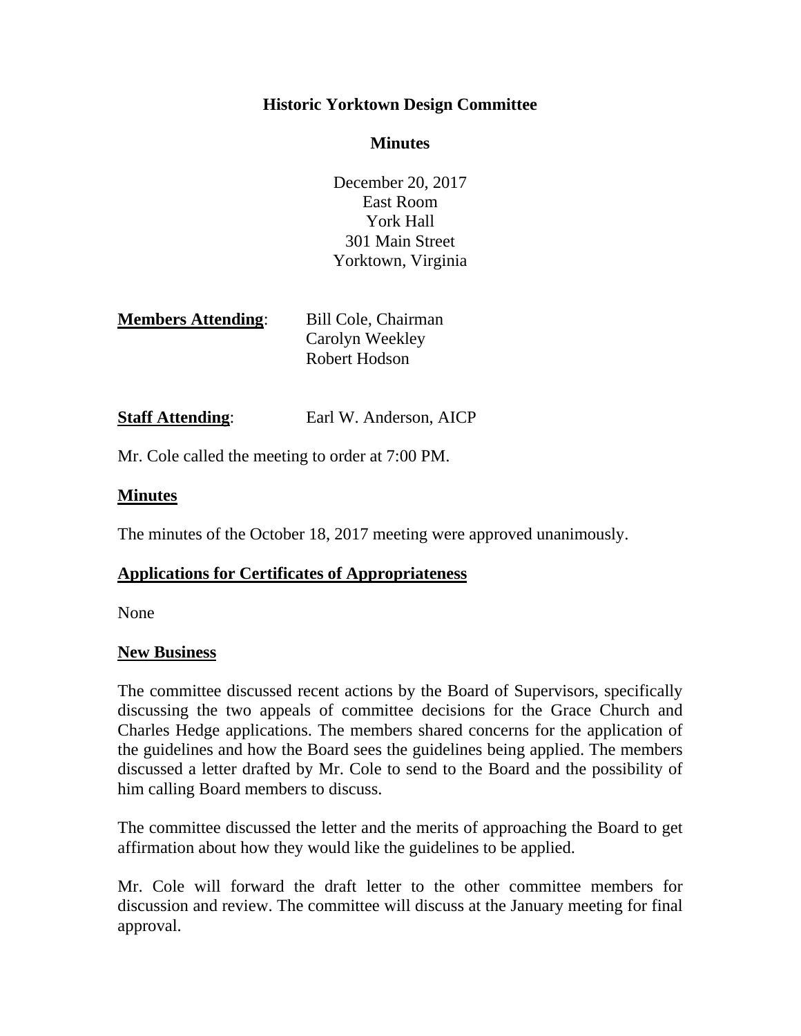# Historic Yorktown Design Committee

## Minutes

December 20, 2017
East Room
York Hall
301 Main Street
Yorktown, Virginia

**Members Attending**: Bill Cole, Chairman
Carolyn Weekley
Robert Hodson

**Staff Attending**: Earl W. Anderson, AICP

Mr. Cole called the meeting to order at 7:00 PM.

**Minutes**

The minutes of the October 18, 2017 meeting were approved unanimously.

**Applications for Certificates of Appropriateness**

None

**New Business**

The committee discussed recent actions by the Board of Supervisors, specifically discussing the two appeals of committee decisions for the Grace Church and Charles Hedge applications. The members shared concerns for the application of the guidelines and how the Board sees the guidelines being applied. The members discussed a letter drafted by Mr. Cole to send to the Board and the possibility of him calling Board members to discuss.

The committee discussed the letter and the merits of approaching the Board to get affirmation about how they would like the guidelines to be applied.

Mr. Cole will forward the draft letter to the other committee members for discussion and review. The committee will discuss at the January meeting for final approval.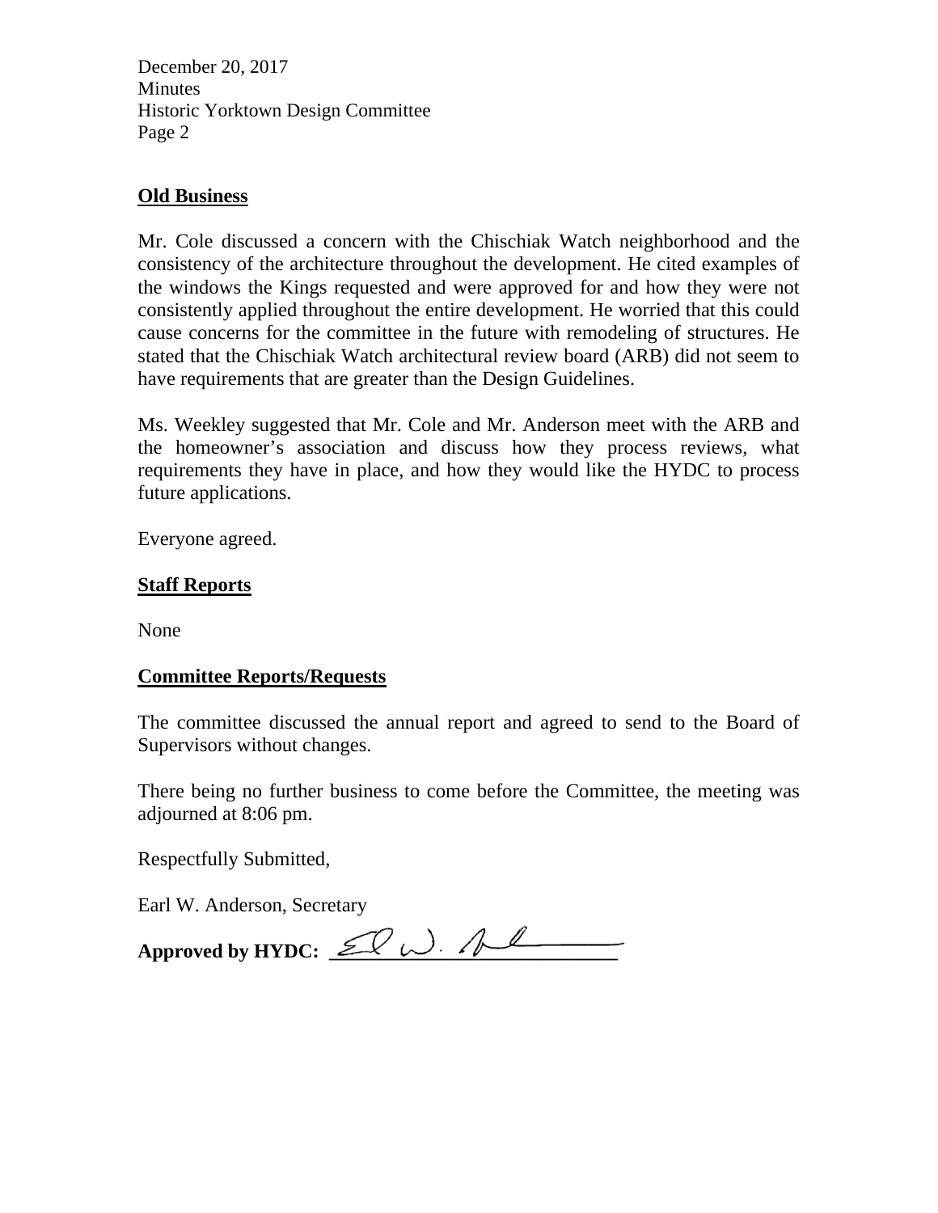## Old Business

Mr. Cole discussed a concern with the Chischiak Watch neighborhood and the consistency of the architecture throughout the development. He cited examples of the windows the Kings requested and were approved for and how they were not consistently applied throughout the entire development. He worried that this could cause concerns for the committee in the future with remodeling of structures. He stated that the Chischiak Watch architectural review board (ARB) did not seem to have requirements that are greater than the Design Guidelines.

Ms. Weekley suggested that Mr. Cole and Mr. Anderson meet with the ARB and the homeowner's association and discuss how they process reviews, what requirements they have in place, and how they would like the HYDC to process future applications.

Everyone agreed.

## Staff Reports

None

## Committee Reports/Requests

The committee discussed the annual report and agreed to send to the Board of Supervisors without changes.

There being no further business to come before the Committee, the meeting was adjourned at 8:06 pm.

Respectfully Submitted,

Earl W. Anderson, Secretary

**Approved by HYDC:** ________________________